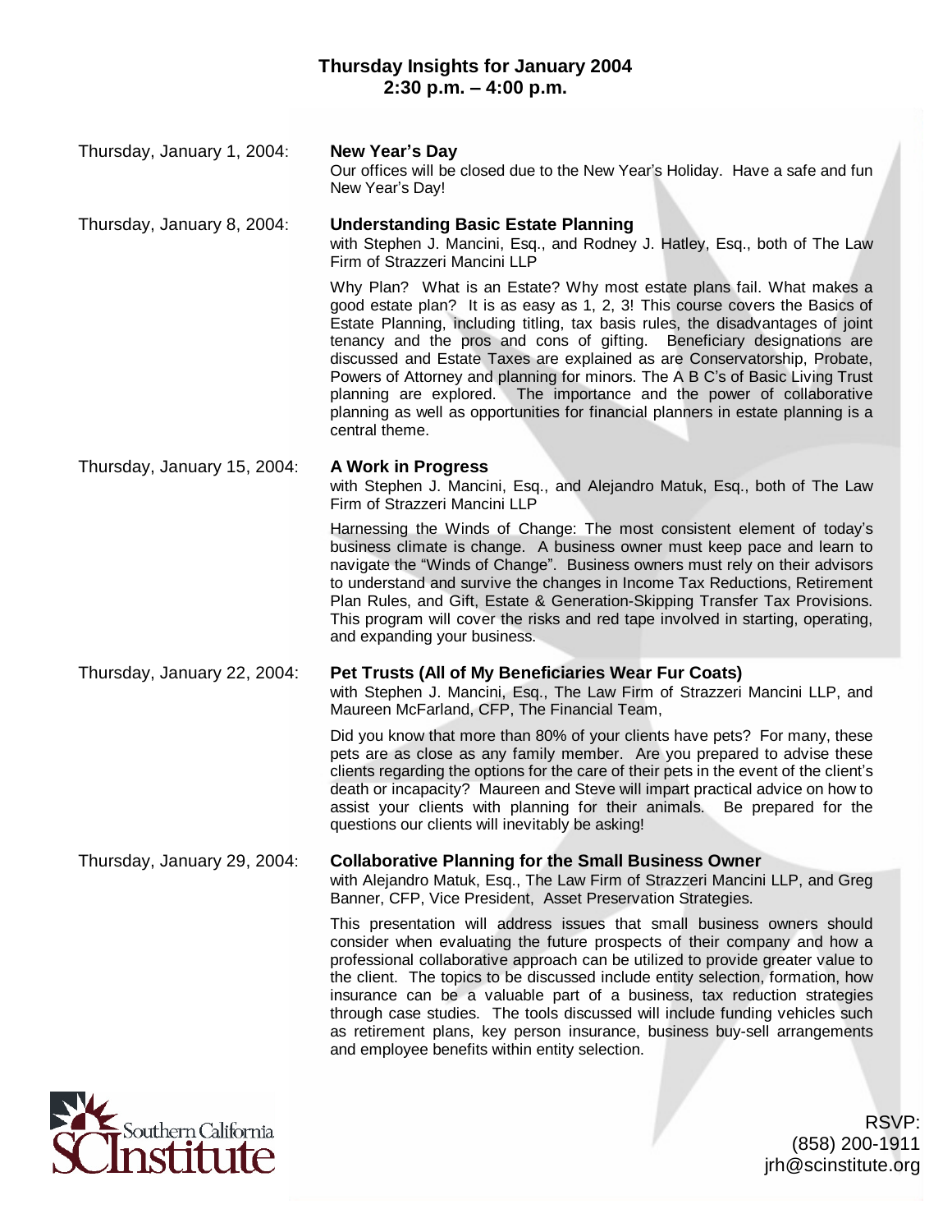## Thursday Insights for January 2004
## 2:30 p.m. – 4:00 p.m.

Thursday, January 1, 2004: **New Year's Day**

Our offices will be closed due to the New Year's Holiday. Have a safe and fun New Year's Day!

Thursday, January 8, 2004: **Understanding Basic Estate Planning**

with Stephen J. Mancini, Esq., and Rodney J. Hatley, Esq., both of The Law Firm of Strazzeri Mancini LLP

Why Plan? What is an Estate? Why most estate plans fail. What makes a good estate plan? It is as easy as 1, 2, 3! This course covers the Basics of Estate Planning, including titling, tax basis rules, the disadvantages of joint tenancy and the pros and cons of gifting. Beneficiary designations are discussed and Estate Taxes are explained as are Conservatorship, Probate, Powers of Attorney and planning for minors. The A B C's of Basic Living Trust planning are explored. The importance and the power of collaborative planning as well as opportunities for financial planners in estate planning is a central theme.

Thursday, January 15, 2004: **A Work in Progress**

with Stephen J. Mancini, Esq., and Alejandro Matuk, Esq., both of The Law Firm of Strazzeri Mancini LLP

Harnessing the Winds of Change: The most consistent element of today's business climate is change. A business owner must keep pace and learn to navigate the "Winds of Change". Business owners must rely on their advisors to understand and survive the changes in Income Tax Reductions, Retirement Plan Rules, and Gift, Estate & Generation-Skipping Transfer Tax Provisions. This program will cover the risks and red tape involved in starting, operating, and expanding your business.

Thursday, January 22, 2004: **Pet Trusts (All of My Beneficiaries Wear Fur Coats)**

with Stephen J. Mancini, Esq., The Law Firm of Strazzeri Mancini LLP, and Maureen McFarland, CFP, The Financial Team,

Did you know that more than 80% of your clients have pets? For many, these pets are as close as any family member. Are you prepared to advise these clients regarding the options for the care of their pets in the event of the client's death or incapacity? Maureen and Steve will impart practical advice on how to assist your clients with planning for their animals. Be prepared for the questions our clients will inevitably be asking!

Thursday, January 29, 2004: **Collaborative Planning for the Small Business Owner**

with Alejandro Matuk, Esq., The Law Firm of Strazzeri Mancini LLP, and Greg Banner, CFP, Vice President, Asset Preservation Strategies.

This presentation will address issues that small business owners should consider when evaluating the future prospects of their company and how a professional collaborative approach can be utilized to provide greater value to the client. The topics to be discussed include entity selection, formation, how insurance can be a valuable part of a business, tax reduction strategies through case studies. The tools discussed will include funding vehicles such as retirement plans, key person insurance, business buy-sell arrangements and employee benefits within entity selection.

Southern California SCInstitute

RSVP:
(858) 200-1911
jrh@scinstitute.org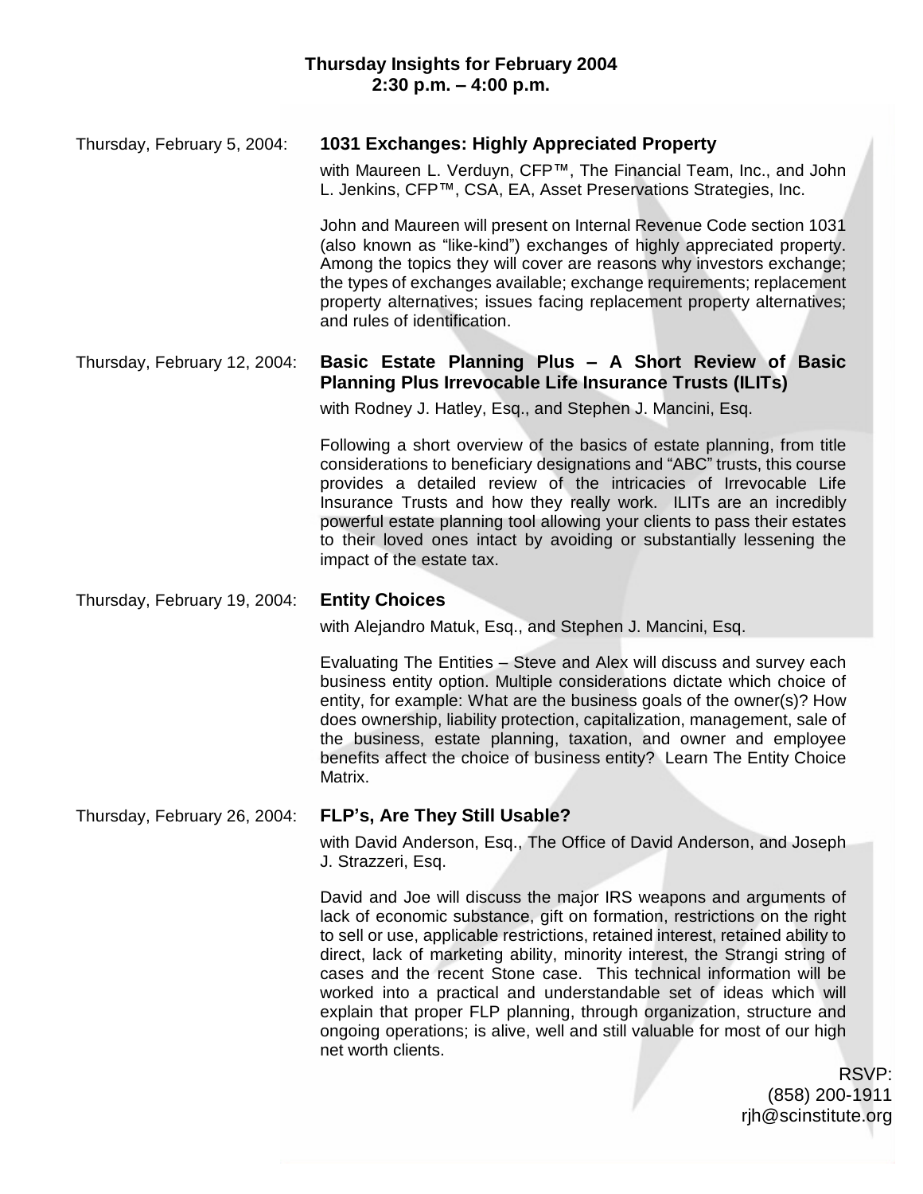**Thursday Insights for February 2004**
**2:30 p.m. – 4:00 p.m.**

Thursday, February 5, 2004: **1031 Exchanges: Highly Appreciated Property**

with Maureen L. Verduyn, CFP™, The Financial Team, Inc., and John L. Jenkins, CFP™, CSA, EA, Asset Preservations Strategies, Inc.

John and Maureen will present on Internal Revenue Code section 1031 (also known as “like-kind”) exchanges of highly appreciated property. Among the topics they will cover are reasons why investors exchange; the types of exchanges available; exchange requirements; replacement property alternatives; issues facing replacement property alternatives; and rules of identification.

Thursday, February 12, 2004: **Basic Estate Planning Plus – A Short Review of Basic Planning Plus Irrevocable Life Insurance Trusts (ILITs)**

with Rodney J. Hatley, Esq., and Stephen J. Mancini, Esq.

Following a short overview of the basics of estate planning, from title considerations to beneficiary designations and “ABC” trusts, this course provides a detailed review of the intricacies of Irrevocable Life Insurance Trusts and how they really work. ILITs are an incredibly powerful estate planning tool allowing your clients to pass their estates to their loved ones intact by avoiding or substantially lessening the impact of the estate tax.

Thursday, February 19, 2004: **Entity Choices**

with Alejandro Matuk, Esq., and Stephen J. Mancini, Esq.

Evaluating The Entities – Steve and Alex will discuss and survey each business entity option. Multiple considerations dictate which choice of entity, for example: What are the business goals of the owner(s)? How does ownership, liability protection, capitalization, management, sale of the business, estate planning, taxation, and owner and employee benefits affect the choice of business entity? Learn The Entity Choice Matrix.

Thursday, February 26, 2004: **FLP’s, Are They Still Usable?**

with David Anderson, Esq., The Office of David Anderson, and Joseph J. Strazzeri, Esq.

David and Joe will discuss the major IRS weapons and arguments of lack of economic substance, gift on formation, restrictions on the right to sell or use, applicable restrictions, retained interest, retained ability to direct, lack of marketing ability, minority interest, the Strangi string of cases and the recent Stone case. This technical information will be worked into a practical and understandable set of ideas which will explain that proper FLP planning, through organization, structure and ongoing operations; is alive, well and still valuable for most of our high net worth clients.

RSVP:
(858) 200-1911
rjh@scinstitute.org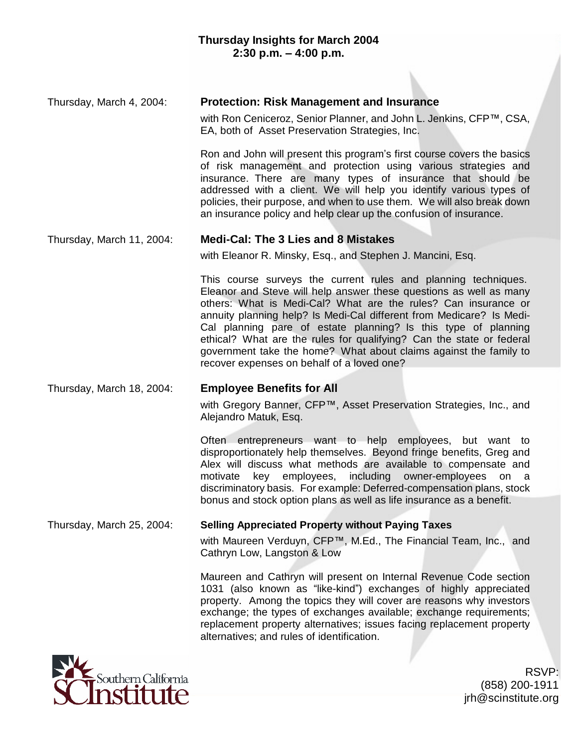## Thursday Insights for March 2004
**2:30 p.m. – 4:00 p.m.**

Thursday, March 4, 2004:

### Protection: Risk Management and Insurance

with Ron Ceniceroz, Senior Planner, and John L. Jenkins, CFP™, CSA, EA, both of Asset Preservation Strategies, Inc.

Ron and John will present this program's first course covers the basics of risk management and protection using various strategies and insurance. There are many types of insurance that should be addressed with a client. We will help you identify various types of policies, their purpose, and when to use them. We will also break down an insurance policy and help clear up the confusion of insurance.

Thursday, March 11, 2004:

### Medi-Cal: The 3 Lies and 8 Mistakes

with Eleanor R. Minsky, Esq., and Stephen J. Mancini, Esq.

This course surveys the current rules and planning techniques. Eleanor and Steve will help answer these questions as well as many others: What is Medi-Cal? What are the rules? Can insurance or annuity planning help? Is Medi-Cal different from Medicare? Is Medi-Cal planning pare of estate planning? Is this type of planning ethical? What are the rules for qualifying? Can the state or federal government take the home? What about claims against the family to recover expenses on behalf of a loved one?

Thursday, March 18, 2004:

### Employee Benefits for All

with Gregory Banner, CFP™, Asset Preservation Strategies, Inc., and Alejandro Matuk, Esq.

Often entrepreneurs want to help employees, but want to disproportionately help themselves. Beyond fringe benefits, Greg and Alex will discuss what methods are available to compensate and motivate key employees, including owner-employees on a discriminatory basis. For example: Deferred-compensation plans, stock bonus and stock option plans as well as life insurance as a benefit.

Thursday, March 25, 2004:

### Selling Appreciated Property without Paying Taxes

with Maureen Verduyn, CFP™, M.Ed., The Financial Team, Inc., and Cathryn Low, Langston & Low

Maureen and Cathryn will present on Internal Revenue Code section 1031 (also known as "like-kind") exchanges of highly appreciated property. Among the topics they will cover are reasons why investors exchange; the types of exchanges available; exchange requirements; replacement property alternatives; issues facing replacement property alternatives; and rules of identification.

Southern California SCInstitute

RSVP:
(858) 200-1911
jrh@scinstitute.org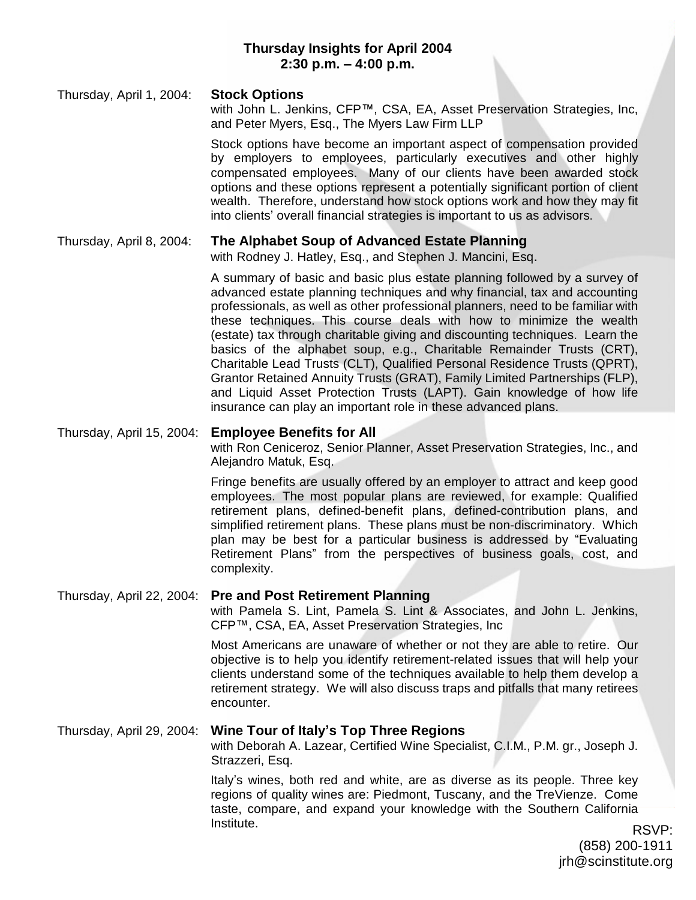**Thursday Insights for April 2004**
**2:30 p.m. – 4:00 p.m.**

Thursday, April 1, 2004: **Stock Options**
with John L. Jenkins, CFP™, CSA, EA, Asset Preservation Strategies, Inc, and Peter Myers, Esq., The Myers Law Firm LLP

Stock options have become an important aspect of compensation provided by employers to employees, particularly executives and other highly compensated employees. Many of our clients have been awarded stock options and these options represent a potentially significant portion of client wealth. Therefore, understand how stock options work and how they may fit into clients' overall financial strategies is important to us as advisors.

Thursday, April 8, 2004: **The Alphabet Soup of Advanced Estate Planning**
with Rodney J. Hatley, Esq., and Stephen J. Mancini, Esq.

A summary of basic and basic plus estate planning followed by a survey of advanced estate planning techniques and why financial, tax and accounting professionals, as well as other professional planners, need to be familiar with these techniques. This course deals with how to minimize the wealth (estate) tax through charitable giving and discounting techniques. Learn the basics of the alphabet soup, e.g., Charitable Remainder Trusts (CRT), Charitable Lead Trusts (CLT), Qualified Personal Residence Trusts (QPRT), Grantor Retained Annuity Trusts (GRAT), Family Limited Partnerships (FLP), and Liquid Asset Protection Trusts (LAPT). Gain knowledge of how life insurance can play an important role in these advanced plans.

Thursday, April 15, 2004: **Employee Benefits for All**
with Ron Ceniceroz, Senior Planner, Asset Preservation Strategies, Inc., and Alejandro Matuk, Esq.

Fringe benefits are usually offered by an employer to attract and keep good employees. The most popular plans are reviewed, for example: Qualified retirement plans, defined-benefit plans, defined-contribution plans, and simplified retirement plans. These plans must be non-discriminatory. Which plan may be best for a particular business is addressed by "Evaluating Retirement Plans" from the perspectives of business goals, cost, and complexity.

Thursday, April 22, 2004: **Pre and Post Retirement Planning**
with Pamela S. Lint, Pamela S. Lint & Associates, and John L. Jenkins, CFP™, CSA, EA, Asset Preservation Strategies, Inc

Most Americans are unaware of whether or not they are able to retire. Our objective is to help you identify retirement-related issues that will help your clients understand some of the techniques available to help them develop a retirement strategy. We will also discuss traps and pitfalls that many retirees encounter.

Thursday, April 29, 2004: **Wine Tour of Italy's Top Three Regions**
with Deborah A. Lazear, Certified Wine Specialist, C.I.M., P.M. gr., Joseph J. Strazzeri, Esq.

Italy's wines, both red and white, are as diverse as its people. Three key regions of quality wines are: Piedmont, Tuscany, and the TreVienze. Come taste, compare, and expand your knowledge with the Southern California Institute.

RSVP:
(858) 200-1911
jrh@scinstitute.org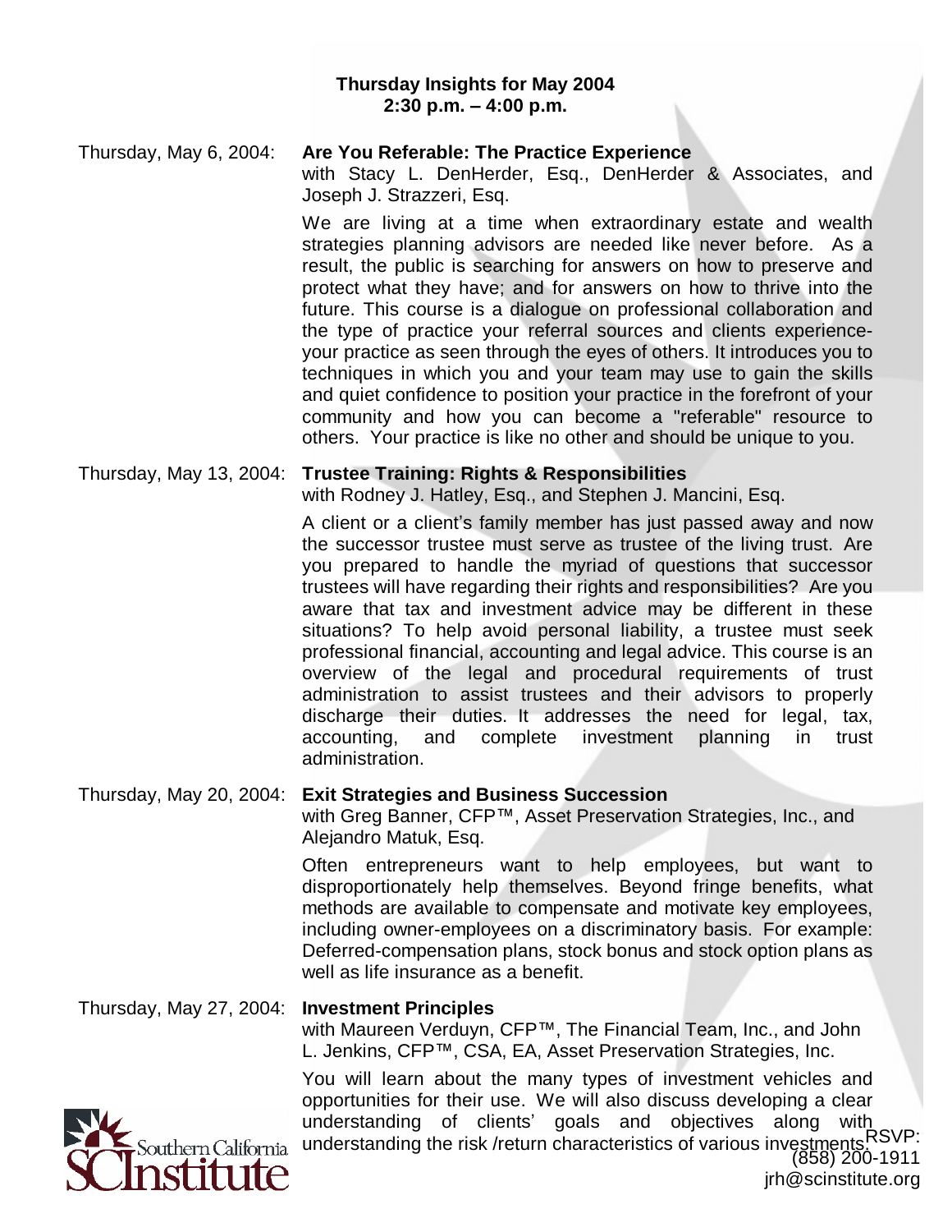**Thursday Insights for May 2004**
**2:30 p.m. – 4:00 p.m.**

Thursday, May 6, 2004: **Are You Referable: The Practice Experience**
with Stacy L. DenHerder, Esq., DenHerder & Associates, and Joseph J. Strazzeri, Esq.

We are living at a time when extraordinary estate and wealth strategies planning advisors are needed like never before. As a result, the public is searching for answers on how to preserve and protect what they have; and for answers on how to thrive into the future. This course is a dialogue on professional collaboration and the type of practice your referral sources and clients experience- your practice as seen through the eyes of others. It introduces you to techniques in which you and your team may use to gain the skills and quiet confidence to position your practice in the forefront of your community and how you can become a "referable" resource to others. Your practice is like no other and should be unique to you.

Thursday, May 13, 2004: **Trustee Training: Rights & Responsibilities**
with Rodney J. Hatley, Esq., and Stephen J. Mancini, Esq.

A client or a client's family member has just passed away and now the successor trustee must serve as trustee of the living trust. Are you prepared to handle the myriad of questions that successor trustees will have regarding their rights and responsibilities? Are you aware that tax and investment advice may be different in these situations? To help avoid personal liability, a trustee must seek professional financial, accounting and legal advice. This course is an overview of the legal and procedural requirements of trust administration to assist trustees and their advisors to properly discharge their duties. It addresses the need for legal, tax, accounting, and complete investment planning in trust administration.

Thursday, May 20, 2004: **Exit Strategies and Business Succession**
with Greg Banner, CFP™, Asset Preservation Strategies, Inc., and Alejandro Matuk, Esq.

Often entrepreneurs want to help employees, but want to disproportionately help themselves. Beyond fringe benefits, what methods are available to compensate and motivate key employees, including owner-employees on a discriminatory basis. For example: Deferred-compensation plans, stock bonus and stock option plans as well as life insurance as a benefit.

Thursday, May 27, 2004: **Investment Principles**
with Maureen Verduyn, CFP™, The Financial Team, Inc., and John L. Jenkins, CFP™, CSA, EA, Asset Preservation Strategies, Inc.

You will learn about the many types of investment vehicles and opportunities for their use. We will also discuss developing a clear understanding of clients' goals and objectives along with understanding the risk /return characteristics of various investments.

Southern California SCInstitute

RSVP:
(858) 200-1911
jrh@scinstitute.org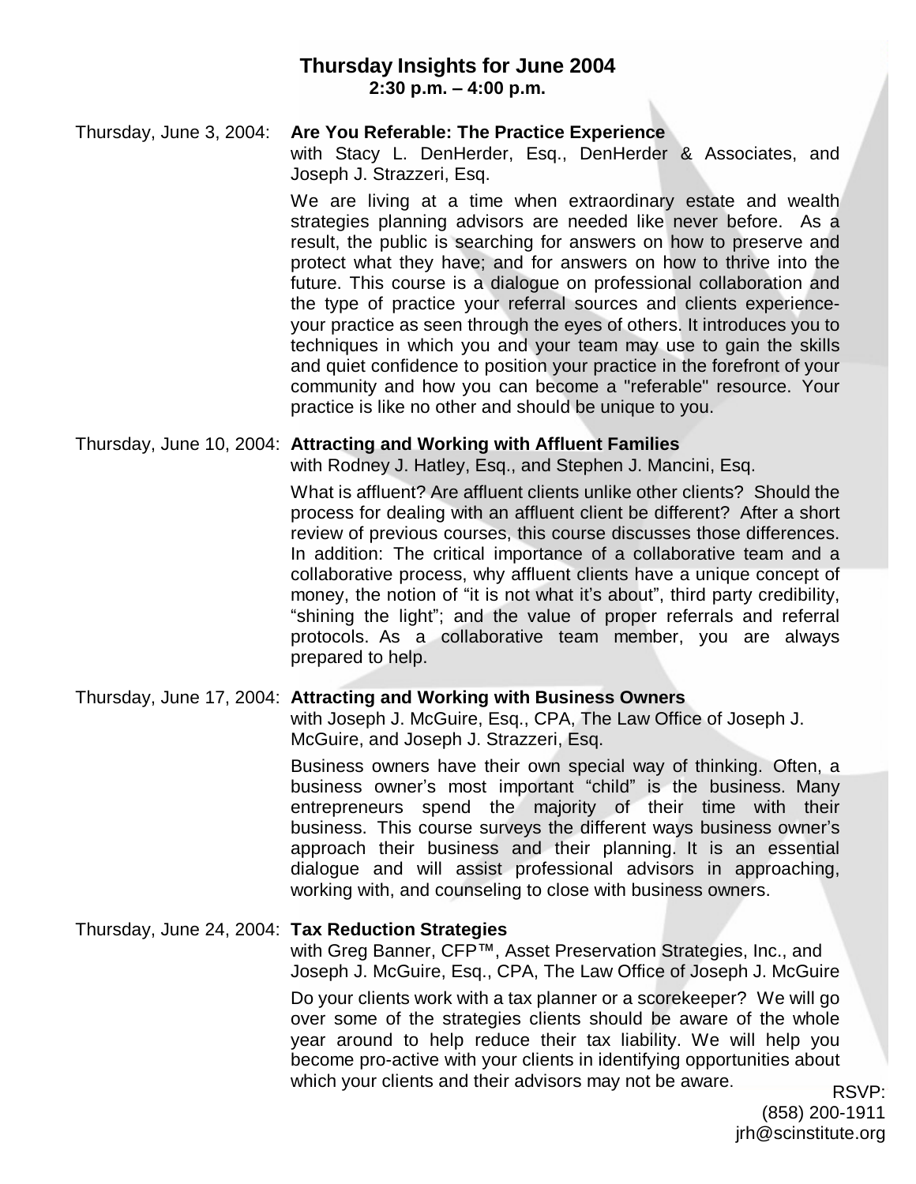# Thursday Insights for June 2004

**2:30 p.m. – 4:00 p.m.**

Thursday, June 3, 2004: **Are You Referable: The Practice Experience**
with Stacy L. DenHerder, Esq., DenHerder & Associates, and Joseph J. Strazzeri, Esq.

We are living at a time when extraordinary estate and wealth strategies planning advisors are needed like never before. As a result, the public is searching for answers on how to preserve and protect what they have; and for answers on how to thrive into the future. This course is a dialogue on professional collaboration and the type of practice your referral sources and clients experience- your practice as seen through the eyes of others. It introduces you to techniques in which you and your team may use to gain the skills and quiet confidence to position your practice in the forefront of your community and how you can become a "referable" resource. Your practice is like no other and should be unique to you.

Thursday, June 10, 2004: **Attracting and Working with Affluent Families**
with Rodney J. Hatley, Esq., and Stephen J. Mancini, Esq.

What is affluent? Are affluent clients unlike other clients? Should the process for dealing with an affluent client be different? After a short review of previous courses, this course discusses those differences. In addition: The critical importance of a collaborative team and a collaborative process, why affluent clients have a unique concept of money, the notion of "it is not what it's about", third party credibility, "shining the light"; and the value of proper referrals and referral protocols. As a collaborative team member, you are always prepared to help.

Thursday, June 17, 2004: **Attracting and Working with Business Owners**
with Joseph J. McGuire, Esq., CPA, The Law Office of Joseph J. McGuire, and Joseph J. Strazzeri, Esq.

Business owners have their own special way of thinking. Often, a business owner's most important "child" is the business. Many entrepreneurs spend the majority of their time with their business. This course surveys the different ways business owner's approach their business and their planning. It is an essential dialogue and will assist professional advisors in approaching, working with, and counseling to close with business owners.

Thursday, June 24, 2004: **Tax Reduction Strategies**
with Greg Banner, CFP™, Asset Preservation Strategies, Inc., and Joseph J. McGuire, Esq., CPA, The Law Office of Joseph J. McGuire

Do your clients work with a tax planner or a scorekeeper? We will go over some of the strategies clients should be aware of the whole year around to help reduce their tax liability. We will help you become pro-active with your clients in identifying opportunities about which your clients and their advisors may not be aware.

RSVP:
(858) 200-1911
jrh@scinstitute.org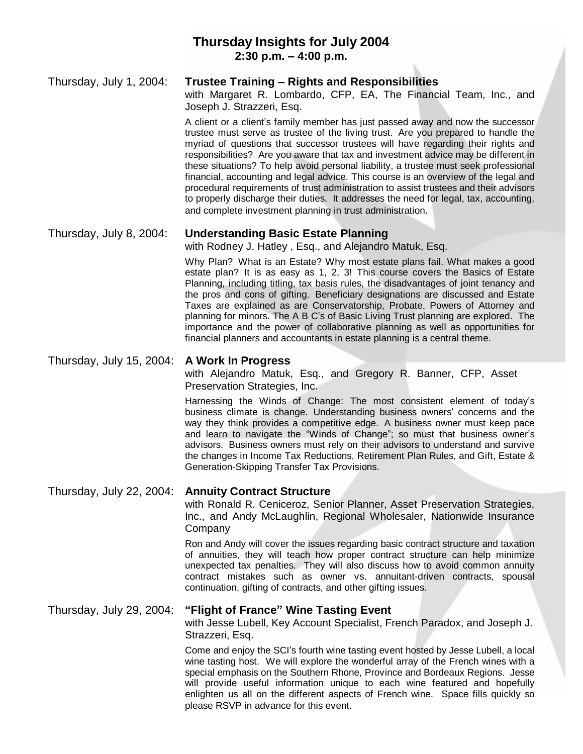# Thursday Insights for July 2004

**2:30 p.m. – 4:00 p.m.**

## Thursday, July 1, 2004: Trustee Training – Rights and Responsibilities

with Margaret R. Lombardo, CFP, EA, The Financial Team, Inc., and Joseph J. Strazzeri, Esq.

A client or a client's family member has just passed away and now the successor trustee must serve as trustee of the living trust. Are you prepared to handle the myriad of questions that successor trustees will have regarding their rights and responsibilities? Are you aware that tax and investment advice may be different in these situations? To help avoid personal liability, a trustee must seek professional financial, accounting and legal advice. This course is an overview of the legal and procedural requirements of trust administration to assist trustees and their advisors to properly discharge their duties. It addresses the need for legal, tax, accounting, and complete investment planning in trust administration.

## Thursday, July 8, 2004: Understanding Basic Estate Planning

with Rodney J. Hatley , Esq., and Alejandro Matuk, Esq.

Why Plan? What is an Estate? Why most estate plans fail. What makes a good estate plan? It is as easy as 1, 2, 3! This course covers the Basics of Estate Planning, including titling, tax basis rules, the disadvantages of joint tenancy and the pros and cons of gifting. Beneficiary designations are discussed and Estate Taxes are explained as are Conservatorship, Probate, Powers of Attorney and planning for minors. The A B C's of Basic Living Trust planning are explored. The importance and the power of collaborative planning as well as opportunities for financial planners and accountants in estate planning is a central theme.

## Thursday, July 15, 2004: A Work In Progress

with Alejandro Matuk, Esq., and Gregory R. Banner, CFP, Asset Preservation Strategies, Inc.

Harnessing the Winds of Change: The most consistent element of today's business climate is change. Understanding business owners' concerns and the way they think provides a competitive edge. A business owner must keep pace and learn to navigate the "Winds of Change"; so must that business owner's advisors. Business owners must rely on their advisors to understand and survive the changes in Income Tax Reductions, Retirement Plan Rules, and Gift, Estate & Generation-Skipping Transfer Tax Provisions.

## Thursday, July 22, 2004: Annuity Contract Structure

with Ronald R. Ceniceroz, Senior Planner, Asset Preservation Strategies, Inc., and Andy McLaughlin, Regional Wholesaler, Nationwide Insurance Company

Ron and Andy will cover the issues regarding basic contract structure and taxation of annuities, they will teach how proper contract structure can help minimize unexpected tax penalties. They will also discuss how to avoid common annuity contract mistakes such as owner vs. annuitant-driven contracts, spousal continuation, gifting of contracts, and other gifting issues.

## Thursday, July 29, 2004: "Flight of France" Wine Tasting Event

with Jesse Lubell, Key Account Specialist, French Paradox, and Joseph J. Strazzeri, Esq.

Come and enjoy the SCI's fourth wine tasting event hosted by Jesse Lubell, a local wine tasting host. We will explore the wonderful array of the French wines with a special emphasis on the Southern Rhone, Province and Bordeaux Regions. Jesse will provide useful information unique to each wine featured and hopefully enlighten us all on the different aspects of French wine. Space fills quickly so please RSVP in advance for this event.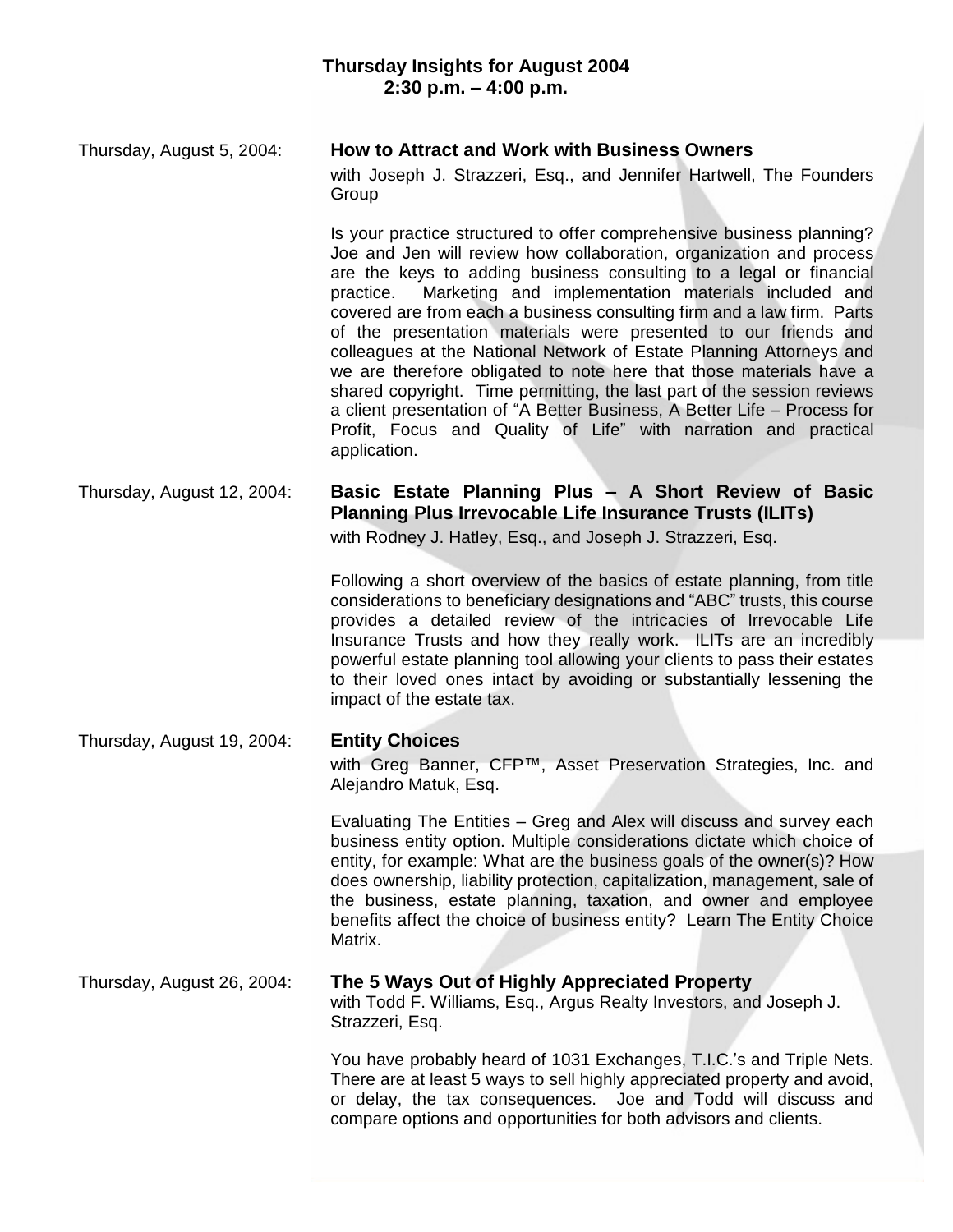# Thursday Insights for August 2004

**2:30 p.m. – 4:00 p.m.**

Thursday, August 5, 2004: **How to Attract and Work with Business Owners**

with Joseph J. Strazzeri, Esq., and Jennifer Hartwell, The Founders Group

Is your practice structured to offer comprehensive business planning? Joe and Jen will review how collaboration, organization and process are the keys to adding business consulting to a legal or financial practice. Marketing and implementation materials included and covered are from each a business consulting firm and a law firm. Parts of the presentation materials were presented to our friends and colleagues at the National Network of Estate Planning Attorneys and we are therefore obligated to note here that those materials have a shared copyright. Time permitting, the last part of the session reviews a client presentation of "A Better Business, A Better Life – Process for Profit, Focus and Quality of Life" with narration and practical application.

Thursday, August 12, 2004: **Basic Estate Planning Plus – A Short Review of Basic Planning Plus Irrevocable Life Insurance Trusts (ILITs)**

with Rodney J. Hatley, Esq., and Joseph J. Strazzeri, Esq.

Following a short overview of the basics of estate planning, from title considerations to beneficiary designations and "ABC" trusts, this course provides a detailed review of the intricacies of Irrevocable Life Insurance Trusts and how they really work. ILITs are an incredibly powerful estate planning tool allowing your clients to pass their estates to their loved ones intact by avoiding or substantially lessening the impact of the estate tax.

Thursday, August 19, 2004: **Entity Choices**

with Greg Banner, CFP™, Asset Preservation Strategies, Inc. and Alejandro Matuk, Esq.

Evaluating The Entities – Greg and Alex will discuss and survey each business entity option. Multiple considerations dictate which choice of entity, for example: What are the business goals of the owner(s)? How does ownership, liability protection, capitalization, management, sale of the business, estate planning, taxation, and owner and employee benefits affect the choice of business entity? Learn The Entity Choice Matrix.

Thursday, August 26, 2004: **The 5 Ways Out of Highly Appreciated Property**

with Todd F. Williams, Esq., Argus Realty Investors, and Joseph J. Strazzeri, Esq.

You have probably heard of 1031 Exchanges, T.I.C.'s and Triple Nets. There are at least 5 ways to sell highly appreciated property and avoid, or delay, the tax consequences. Joe and Todd will discuss and compare options and opportunities for both advisors and clients.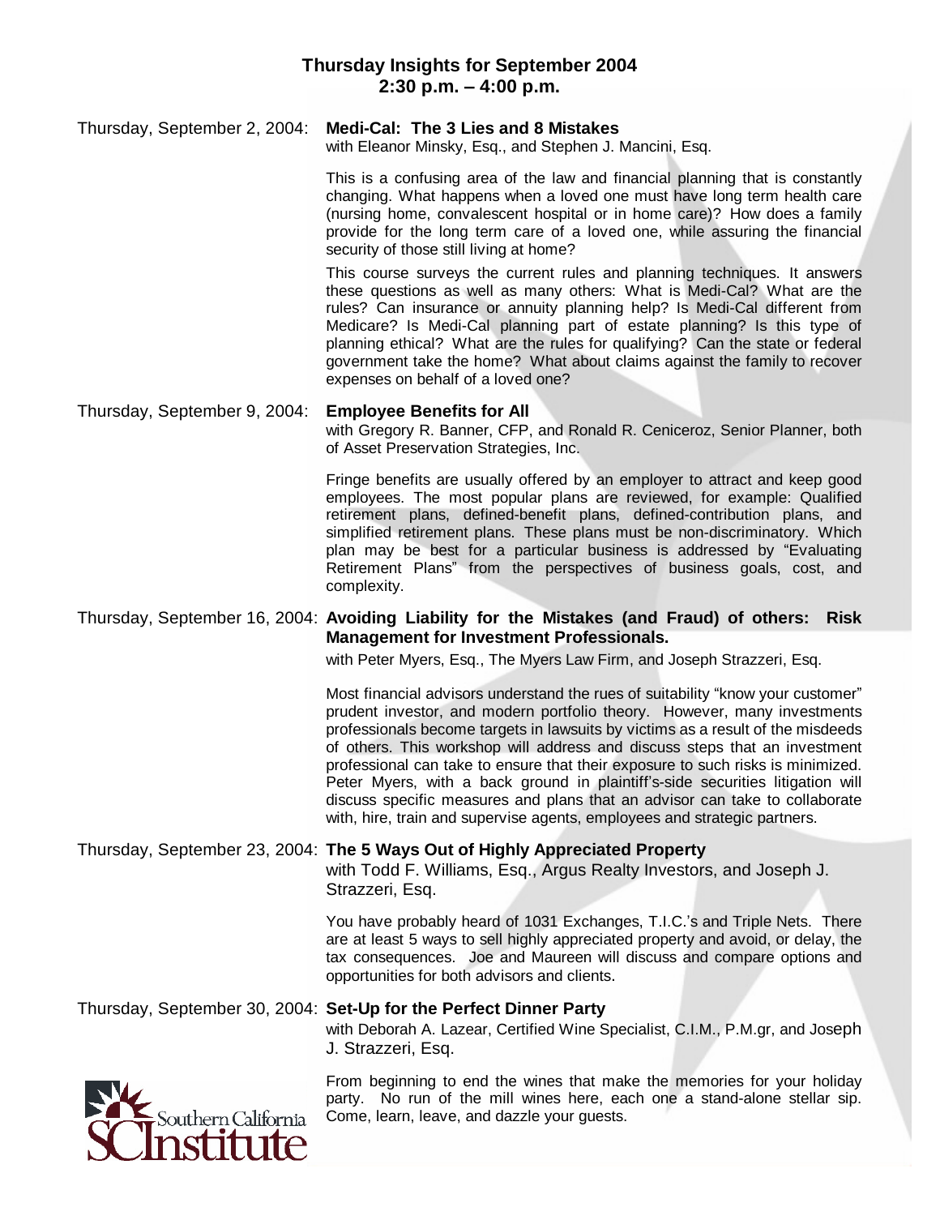# Thursday Insights for September 2004
## 2:30 p.m. – 4:00 p.m.

**Thursday, September 2, 2004: Medi-Cal: The 3 Lies and 8 Mistakes**
with Eleanor Minsky, Esq., and Stephen J. Mancini, Esq.

This is a confusing area of the law and financial planning that is constantly changing. What happens when a loved one must have long term health care (nursing home, convalescent hospital or in home care)? How does a family provide for the long term care of a loved one, while assuring the financial security of those still living at home?

This course surveys the current rules and planning techniques. It answers these questions as well as many others: What is Medi-Cal? What are the rules? Can insurance or annuity planning help? Is Medi-Cal different from Medicare? Is Medi-Cal planning part of estate planning? Is this type of planning ethical? What are the rules for qualifying? Can the state or federal government take the home? What about claims against the family to recover expenses on behalf of a loved one?

**Thursday, September 9, 2004: Employee Benefits for All**
with Gregory R. Banner, CFP, and Ronald R. Ceniceroz, Senior Planner, both of Asset Preservation Strategies, Inc.

Fringe benefits are usually offered by an employer to attract and keep good employees. The most popular plans are reviewed, for example: Qualified retirement plans, defined-benefit plans, defined-contribution plans, and simplified retirement plans. These plans must be non-discriminatory. Which plan may be best for a particular business is addressed by "Evaluating Retirement Plans" from the perspectives of business goals, cost, and complexity.

**Thursday, September 16, 2004: Avoiding Liability for the Mistakes (and Fraud) of others: Risk Management for Investment Professionals.**
with Peter Myers, Esq., The Myers Law Firm, and Joseph Strazzeri, Esq.

Most financial advisors understand the rues of suitability "know your customer" prudent investor, and modern portfolio theory. However, many investments professionals become targets in lawsuits by victims as a result of the misdeeds of others. This workshop will address and discuss steps that an investment professional can take to ensure that their exposure to such risks is minimized. Peter Myers, with a back ground in plaintiff's-side securities litigation will discuss specific measures and plans that an advisor can take to collaborate with, hire, train and supervise agents, employees and strategic partners.

**Thursday, September 23, 2004: The 5 Ways Out of Highly Appreciated Property**
with Todd F. Williams, Esq., Argus Realty Investors, and Joseph J. Strazzeri, Esq.

You have probably heard of 1031 Exchanges, T.I.C.'s and Triple Nets. There are at least 5 ways to sell highly appreciated property and avoid, or delay, the tax consequences. Joe and Maureen will discuss and compare options and opportunities for both advisors and clients.

**Thursday, September 30, 2004: Set-Up for the Perfect Dinner Party**
with Deborah A. Lazear, Certified Wine Specialist, C.I.M., P.M.gr, and Joseph J. Strazzeri, Esq.

From beginning to end the wines that make the memories for your holiday party. No run of the mill wines here, each one a stand-alone stellar sip. Come, learn, leave, and dazzle your guests.

Southern California Institute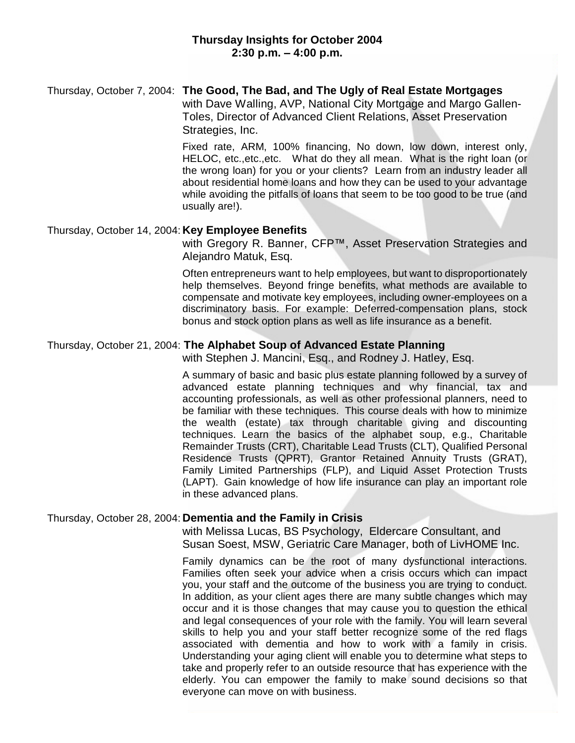# Thursday Insights for October 2004
## 2:30 p.m. – 4:00 p.m.

Thursday, October 7, 2004: **The Good, The Bad, and The Ugly of Real Estate Mortgages**

with Dave Walling, AVP, National City Mortgage and Margo Gallen-Toles, Director of Advanced Client Relations, Asset Preservation Strategies, Inc.

Fixed rate, ARM, 100% financing, No down, low down, interest only, HELOC, etc.,etc.,etc. What do they all mean. What is the right loan (or the wrong loan) for you or your clients? Learn from an industry leader all about residential home loans and how they can be used to your advantage while avoiding the pitfalls of loans that seem to be too good to be true (and usually are!).

Thursday, October 14, 2004: **Key Employee Benefits**

with Gregory R. Banner, CFP™, Asset Preservation Strategies and Alejandro Matuk, Esq.

Often entrepreneurs want to help employees, but want to disproportionately help themselves. Beyond fringe benefits, what methods are available to compensate and motivate key employees, including owner-employees on a discriminatory basis. For example: Deferred-compensation plans, stock bonus and stock option plans as well as life insurance as a benefit.

Thursday, October 21, 2004: **The Alphabet Soup of Advanced Estate Planning**

with Stephen J. Mancini, Esq., and Rodney J. Hatley, Esq.

A summary of basic and basic plus estate planning followed by a survey of advanced estate planning techniques and why financial, tax and accounting professionals, as well as other professional planners, need to be familiar with these techniques. This course deals with how to minimize the wealth (estate) tax through charitable giving and discounting techniques. Learn the basics of the alphabet soup, e.g., Charitable Remainder Trusts (CRT), Charitable Lead Trusts (CLT), Qualified Personal Residence Trusts (QPRT), Grantor Retained Annuity Trusts (GRAT), Family Limited Partnerships (FLP), and Liquid Asset Protection Trusts (LAPT). Gain knowledge of how life insurance can play an important role in these advanced plans.

Thursday, October 28, 2004: **Dementia and the Family in Crisis**

with Melissa Lucas, BS Psychology, Eldercare Consultant, and Susan Soest, MSW, Geriatric Care Manager, both of LivHOME Inc.

Family dynamics can be the root of many dysfunctional interactions. Families often seek your advice when a crisis occurs which can impact you, your staff and the outcome of the business you are trying to conduct. In addition, as your client ages there are many subtle changes which may occur and it is those changes that may cause you to question the ethical and legal consequences of your role with the family. You will learn several skills to help you and your staff better recognize some of the red flags associated with dementia and how to work with a family in crisis. Understanding your aging client will enable you to determine what steps to take and properly refer to an outside resource that has experience with the elderly. You can empower the family to make sound decisions so that everyone can move on with business.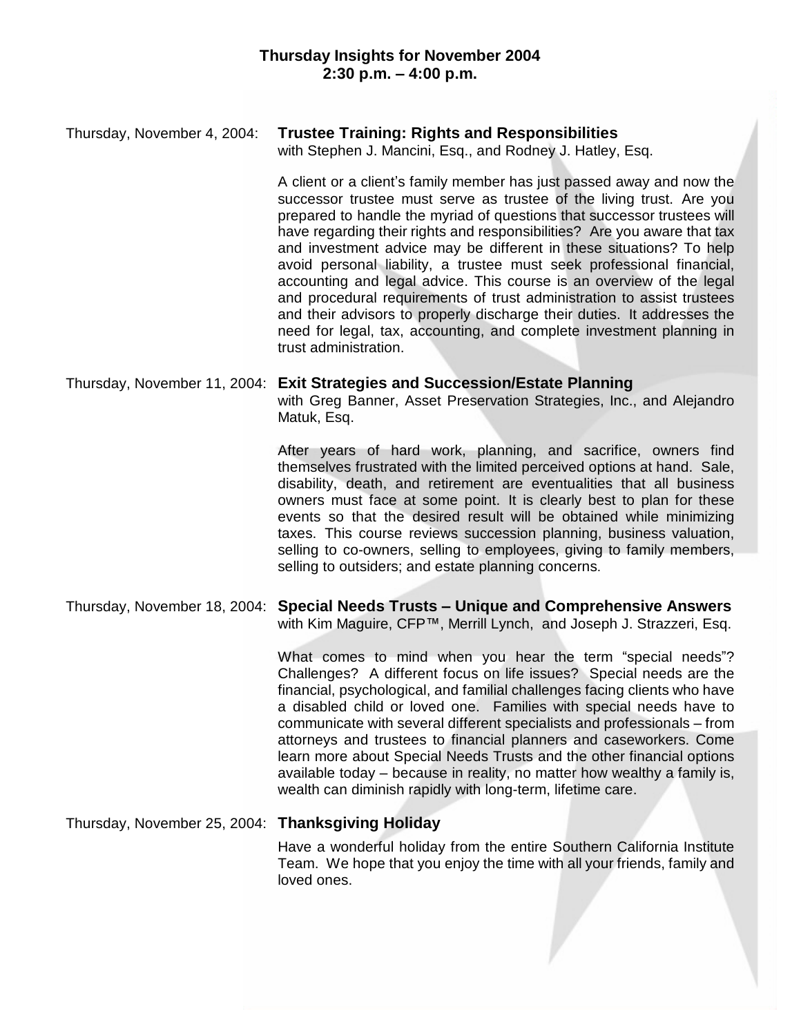**Thursday Insights for November 2004**
**2:30 p.m. – 4:00 p.m.**

Thursday, November 4, 2004: **Trustee Training: Rights and Responsibilities**
with Stephen J. Mancini, Esq., and Rodney J. Hatley, Esq.

A client or a client's family member has just passed away and now the successor trustee must serve as trustee of the living trust. Are you prepared to handle the myriad of questions that successor trustees will have regarding their rights and responsibilities? Are you aware that tax and investment advice may be different in these situations? To help avoid personal liability, a trustee must seek professional financial, accounting and legal advice. This course is an overview of the legal and procedural requirements of trust administration to assist trustees and their advisors to properly discharge their duties. It addresses the need for legal, tax, accounting, and complete investment planning in trust administration.

Thursday, November 11, 2004: **Exit Strategies and Succession/Estate Planning**
with Greg Banner, Asset Preservation Strategies, Inc., and Alejandro Matuk, Esq.

After years of hard work, planning, and sacrifice, owners find themselves frustrated with the limited perceived options at hand. Sale, disability, death, and retirement are eventualities that all business owners must face at some point. It is clearly best to plan for these events so that the desired result will be obtained while minimizing taxes. This course reviews succession planning, business valuation, selling to co-owners, selling to employees, giving to family members, selling to outsiders; and estate planning concerns.

Thursday, November 18, 2004: **Special Needs Trusts – Unique and Comprehensive Answers**
with Kim Maguire, CFP™, Merrill Lynch, and Joseph J. Strazzeri, Esq.

What comes to mind when you hear the term "special needs"? Challenges? A different focus on life issues? Special needs are the financial, psychological, and familial challenges facing clients who have a disabled child or loved one. Families with special needs have to communicate with several different specialists and professionals – from attorneys and trustees to financial planners and caseworkers. Come learn more about Special Needs Trusts and the other financial options available today – because in reality, no matter how wealthy a family is, wealth can diminish rapidly with long-term, lifetime care.

Thursday, November 25, 2004: **Thanksgiving Holiday**

Have a wonderful holiday from the entire Southern California Institute Team. We hope that you enjoy the time with all your friends, family and loved ones.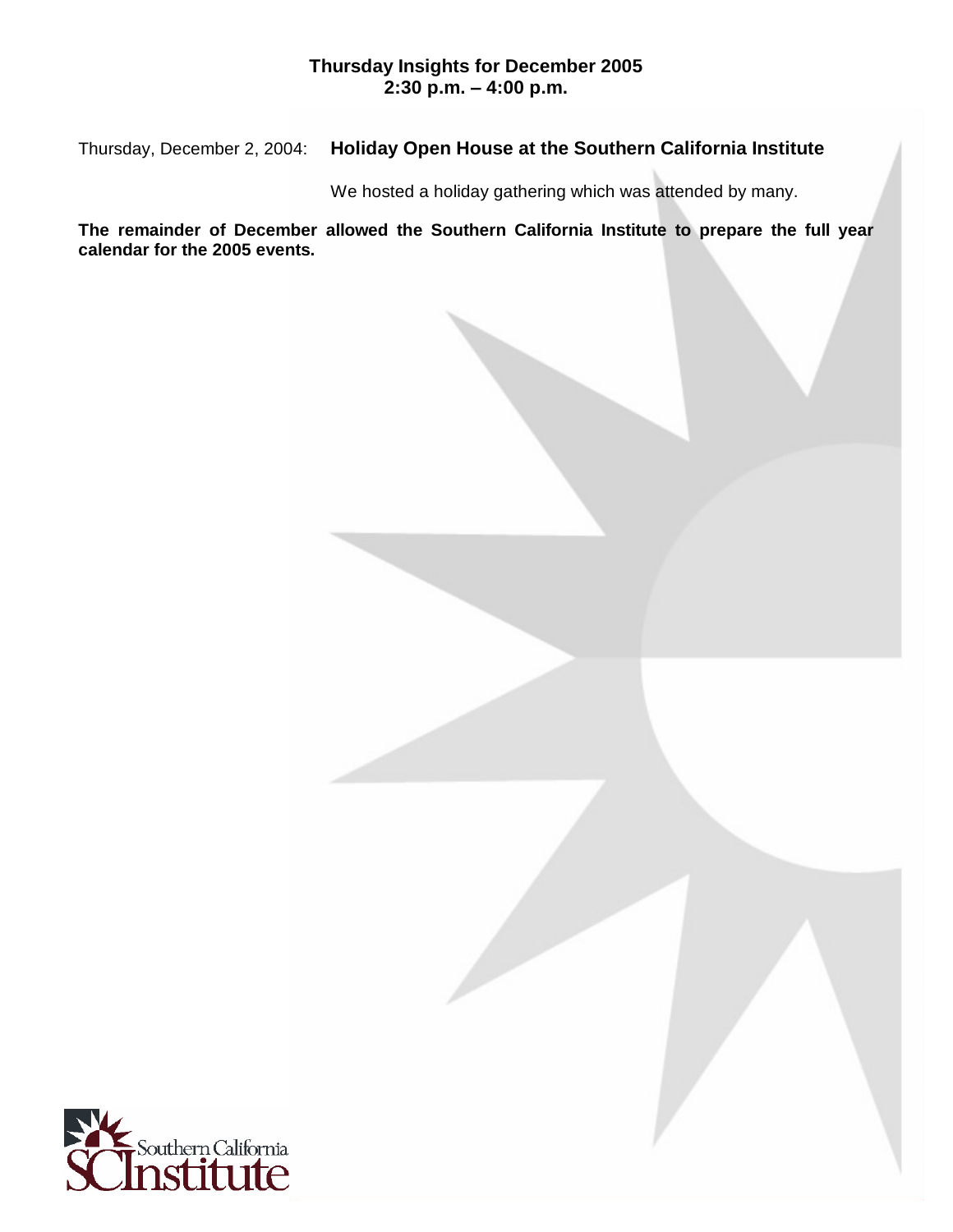**Thursday Insights for December 2005**
**2:30 p.m. – 4:00 p.m.**

Thursday, December 2, 2004: **Holiday Open House at the Southern California Institute**

We hosted a holiday gathering which was attended by many.

**The remainder of December allowed the Southern California Institute to prepare the full year calendar for the 2005 events.**